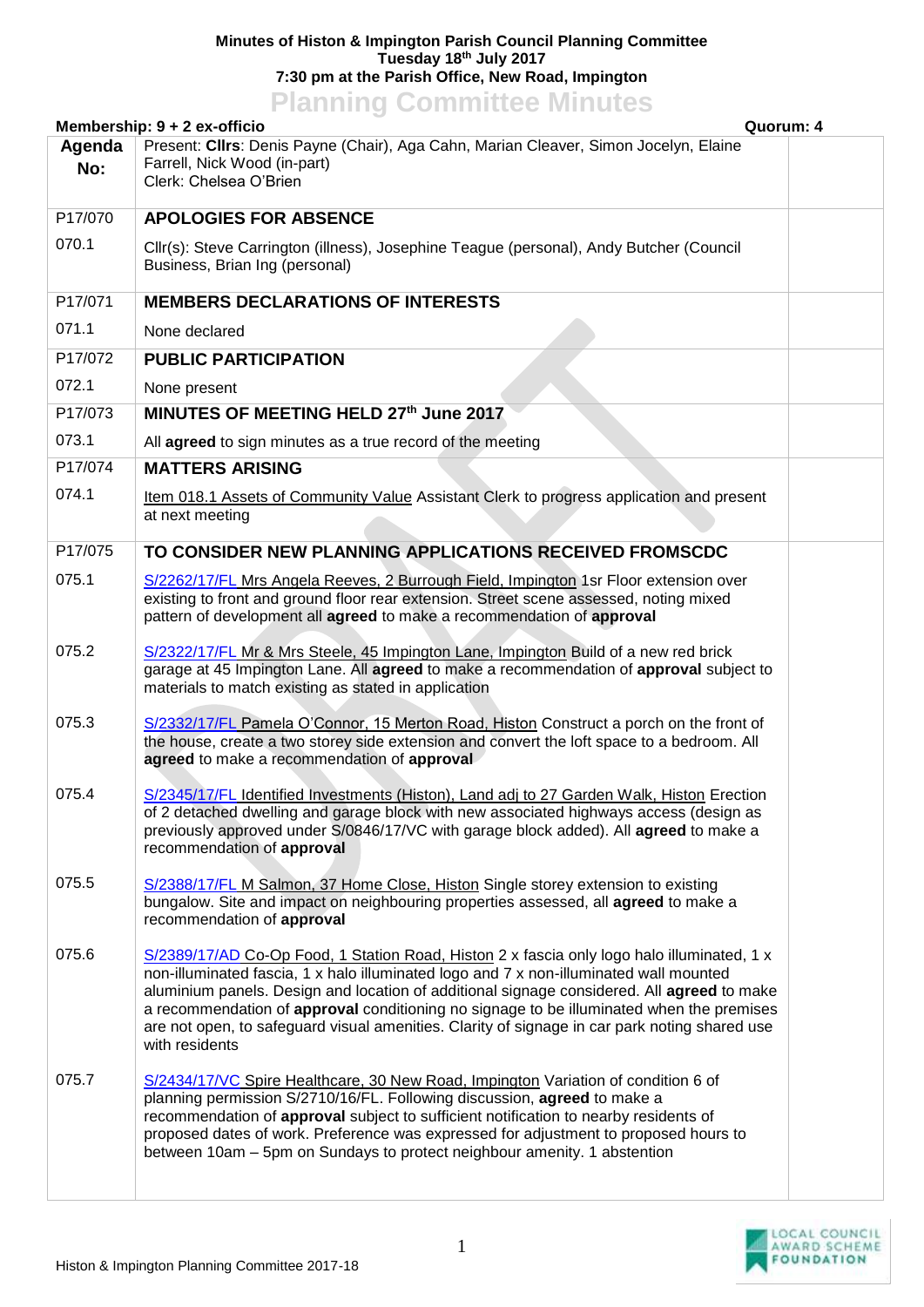**Minutes of Histon & Impington Parish Council Planning Committee**
**Tuesday 18th July 2017**
**7:30 pm at the Parish Office, New Road, Impington**

# Planning Committee Minutes

**Membership: 9 + 2 ex-officio** **Quorum: 4**

| Agenda No: | Present: **Cllrs**: Denis Payne (Chair), Aga Cahn, Marian Cleaver, Simon Jocelyn, Elaine Farrell, Nick Wood (in-part) Clerk: Chelsea O'Brien | |
|---|---|---|
| P17/070 | **APOLOGIES FOR ABSENCE** | |
| 070.1 | Cllr(s): Steve Carrington (illness), Josephine Teague (personal), Andy Butcher (Council Business, Brian Ing (personal) | |
| P17/071 | **MEMBERS DECLARATIONS OF INTERESTS** | |
| 071.1 | None declared | |
| P17/072 | **PUBLIC PARTICIPATION** | |
| 072.1 | None present | |
| P17/073 | **MINUTES OF MEETING HELD 27th June 2017** | |
| 073.1 | All **agreed** to sign minutes as a true record of the meeting | |
| P17/074 | **MATTERS ARISING** | |
| 074.1 | Item 018.1 Assets of Community Value Assistant Clerk to progress application and present at next meeting | |
| P17/075 | **TO CONSIDER NEW PLANNING APPLICATIONS RECEIVED FROMSCDC** | |
| 075.1 | S/2262/17/FL Mrs Angela Reeves, 2 Burrough Field, Impington 1sr Floor extension over existing to front and ground floor rear extension. Street scene assessed, noting mixed pattern of development all **agreed** to make a recommendation of **approval** | |
| 075.2 | S/2322/17/FL Mr & Mrs Steele, 45 Impington Lane, Impington Build of a new red brick garage at 45 Impington Lane. All **agreed** to make a recommendation of **approval** subject to materials to match existing as stated in application | |
| 075.3 | S/2332/17/FL Pamela O'Connor, 15 Merton Road, Histon Construct a porch on the front of the house, create a two storey side extension and convert the loft space to a bedroom. All **agreed** to make a recommendation of **approval** | |
| 075.4 | S/2345/17/FL Identified Investments (Histon), Land adj to 27 Garden Walk, Histon Erection of 2 detached dwelling and garage block with new associated highways access (design as previously approved under S/0846/17/VC with garage block added). All **agreed** to make a recommendation of **approval** | |
| 075.5 | S/2388/17/FL M Salmon, 37 Home Close, Histon Single storey extension to existing bungalow. Site and impact on neighbouring properties assessed, all **agreed** to make a recommendation of **approval** | |
| 075.6 | S/2389/17/AD Co-Op Food, 1 Station Road, Histon 2 x fascia only logo halo illuminated, 1 x non-illuminated fascia, 1 x halo illuminated logo and 7 x non-illuminated wall mounted aluminium panels. Design and location of additional signage considered. All **agreed** to make a recommendation of **approval** conditioning no signage to be illuminated when the premises are not open, to safeguard visual amenities. Clarity of signage in car park noting shared use with residents | |
| 075.7 | S/2434/17/VC Spire Healthcare, 30 New Road, Impington Variation of condition 6 of planning permission S/2710/16/FL. Following discussion, **agreed** to make a recommendation of **approval** subject to sufficient notification to nearby residents of proposed dates of work. Preference was expressed for adjustment to proposed hours to between 10am – 5pm on Sundays to protect neighbour amenity. 1 abstention | |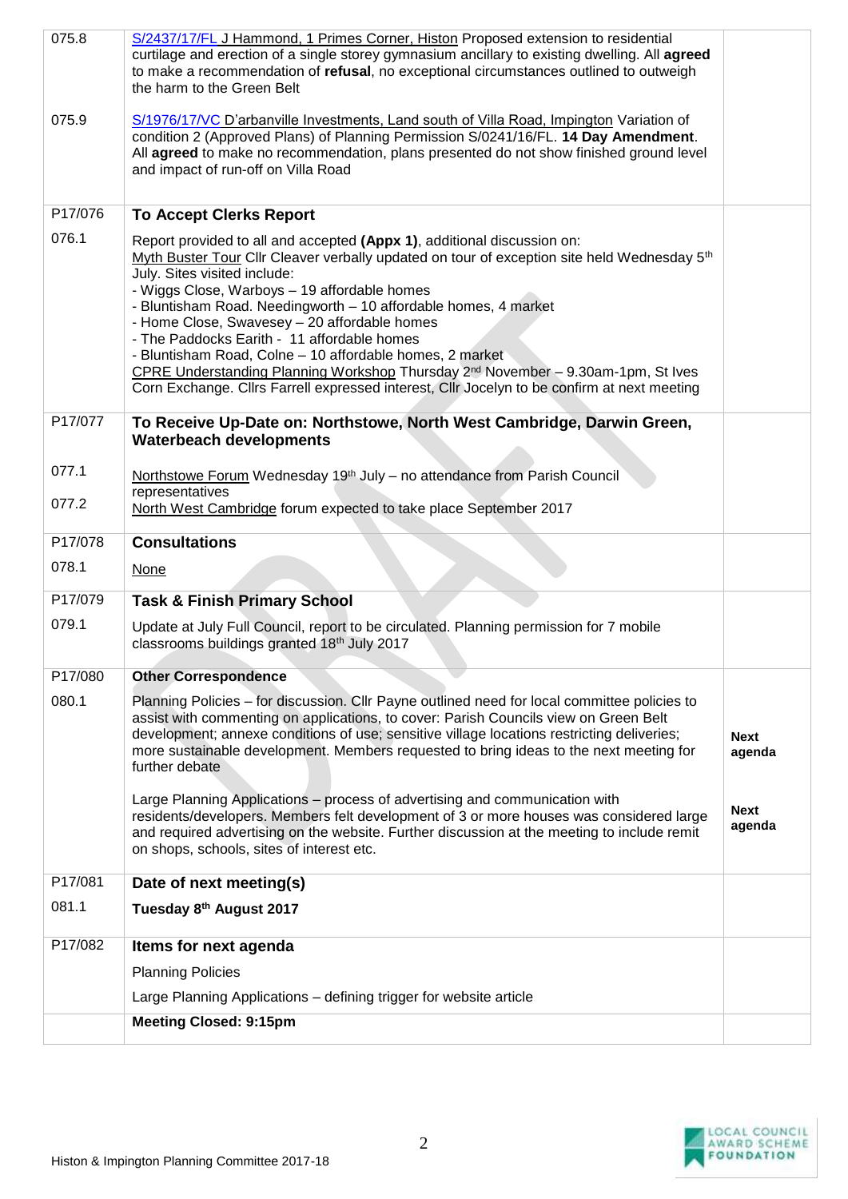| | | |
|---|---|---|
| 075.8 | S/2437/17/FL J Hammond, 1 Primes Corner, Histon Proposed extension to residential curtilage and erection of a single storey gymnasium ancillary to existing dwelling. All **agreed** to make a recommendation of **refusal**, no exceptional circumstances outlined to outweigh the harm to the Green Belt | |
| 075.9 | S/1976/17/VC D'arbanville Investments, Land south of Villa Road, Impington Variation of condition 2 (Approved Plans) of Planning Permission S/0241/16/FL. **14 Day Amendment**. All **agreed** to make no recommendation, plans presented do not show finished ground level and impact of run-off on Villa Road | |
| P17/076 | **To Accept Clerks Report** | |
| 076.1 | Report provided to all and accepted **(Appx 1)**, additional discussion on:<br>Myth Buster Tour Cllr Cleaver verbally updated on tour of exception site held Wednesday 5th July. Sites visited include:<br>- Wiggs Close, Warboys – 19 affordable homes<br>- Bluntisham Road. Needingworth – 10 affordable homes, 4 market<br>- Home Close, Swavesey – 20 affordable homes<br>- The Paddocks Earith - 11 affordable homes<br>- Bluntisham Road, Colne – 10 affordable homes, 2 market<br>CPRE Understanding Planning Workshop Thursday 2nd November – 9.30am-1pm, St Ives Corn Exchange. Cllrs Farrell expressed interest, Cllr Jocelyn to be confirm at next meeting | |
| P17/077 | **To Receive Up-Date on: Northstowe, North West Cambridge, Darwin Green, Waterbeach developments** | |
| 077.1 | Northstowe Forum Wednesday 19th July – no attendance from Parish Council representatives | |
| 077.2 | North West Cambridge forum expected to take place September 2017 | |
| P17/078 | **Consultations** | |
| 078.1 | None | |
| P17/079 | **Task & Finish Primary School** | |
| 079.1 | Update at July Full Council, report to be circulated. Planning permission for 7 mobile classrooms buildings granted 18th July 2017 | |
| P17/080 | **Other Correspondence** | |
| 080.1 | Planning Policies – for discussion. Cllr Payne outlined need for local committee policies to assist with commenting on applications, to cover: Parish Councils view on Green Belt development; annexe conditions of use; sensitive village locations restricting deliveries; more sustainable development. Members requested to bring ideas to the next meeting for further debate | **Next agenda** |
| | Large Planning Applications – process of advertising and communication with residents/developers. Members felt development of 3 or more houses was considered large and required advertising on the website. Further discussion at the meeting to include remit on shops, schools, sites of interest etc. | **Next agenda** |
| P17/081 | **Date of next meeting(s)** | |
| 081.1 | **Tuesday 8th August 2017** | |
| P17/082 | **Items for next agenda** | |
| | Planning Policies | |
| | Large Planning Applications – defining trigger for website article | |
| | **Meeting Closed: 9:15pm** | |